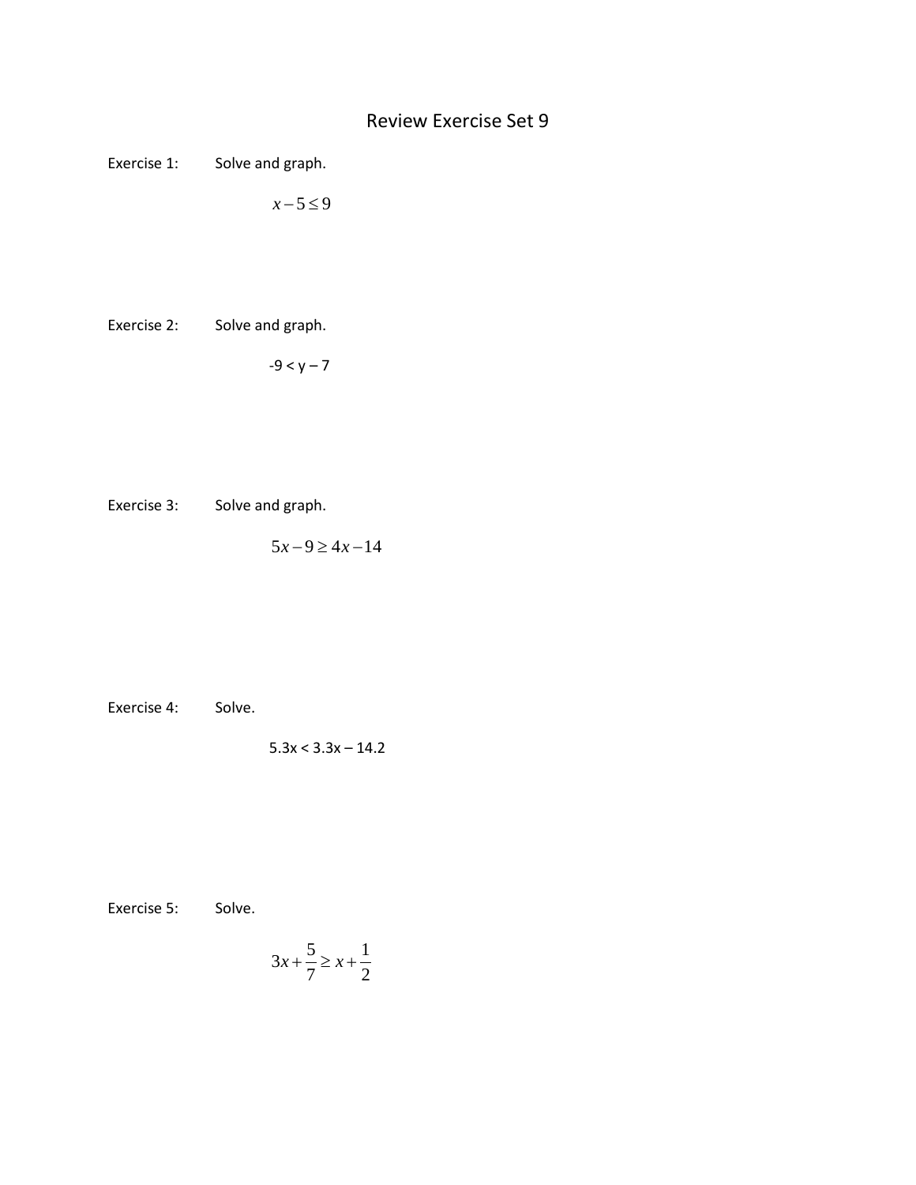# Review Exercise Set 9

Exercise 1: Solve and graph.

$$x - 5 \leq 9$$

Exercise 2: Solve and graph.

$$-9 < y - 7$$

Exercise 3: Solve and graph.

$$5x - 9 \geq 4x - 14$$

Exercise 4: Solve.

$$5.3x < 3.3x - 14.2$$

Exercise 5: Solve.

$$3x + \frac{5}{7} \geq x + \frac{1}{2}$$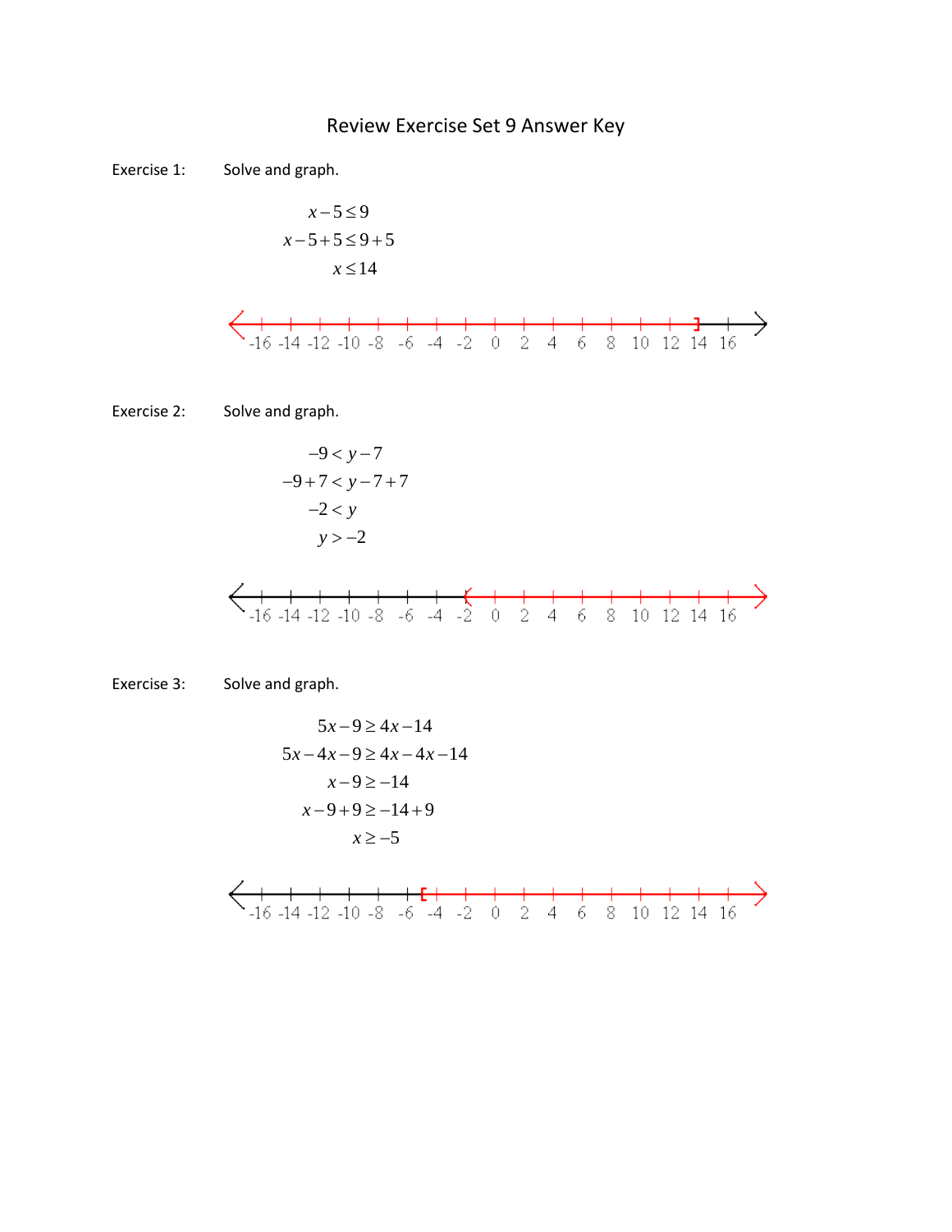# Review Exercise Set 9 Answer Key

Exercise 1: Solve and graph.

$$x - 5 \leq 9$$
$$x - 5 + 5 \leq 9 + 5$$
$$x \leq 14$$

-16 -14 -12 -10 -8 -6 -4 -2 0 2 4 6 8 10 12 14 16

Exercise 2: Solve and graph.

$$-9 < y - 7$$
$$-9 + 7 < y - 7 + 7$$
$$-2 < y$$
$$y > -2$$

-16 -14 -12 -10 -8 -6 -4 -2 0 2 4 6 8 10 12 14 16

Exercise 3: Solve and graph.

$$5x - 9 \geq 4x - 14$$
$$5x - 4x - 9 \geq 4x - 4x - 14$$
$$x - 9 \geq -14$$
$$x - 9 + 9 \geq -14 + 9$$
$$x \geq -5$$

-16 -14 -12 -10 -8 -6 -4 -2 0 2 4 6 8 10 12 14 16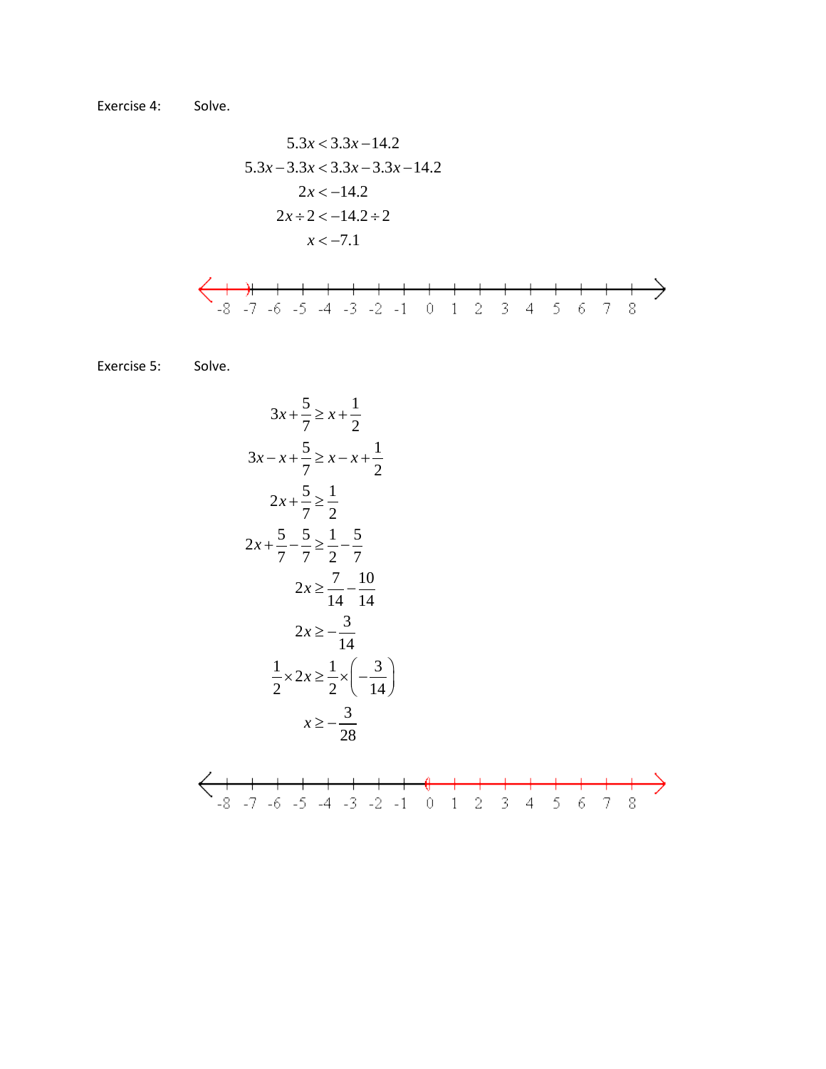Exercise 4: Solve.

$$5.3x < 3.3x - 14.2$$
$$5.3x - 3.3x < 3.3x - 3.3x - 14.2$$
$$2x < -14.2$$
$$2x \div 2 < -14.2 \div 2$$
$$x < -7.1$$

-8 -7 -6 -5 -4 -3 -2 -1 0 1 2 3 4 5 6 7 8

Exercise 5: Solve.

$$3x + \frac{5}{7} \geq x + \frac{1}{2}$$
$$3x - x + \frac{5}{7} \geq x - x + \frac{1}{2}$$
$$2x + \frac{5}{7} \geq \frac{1}{2}$$
$$2x + \frac{5}{7} - \frac{5}{7} \geq \frac{1}{2} - \frac{5}{7}$$
$$2x \geq \frac{7}{14} - \frac{10}{14}$$
$$2x \geq -\frac{3}{14}$$
$$\frac{1}{2} \times 2x \geq \frac{1}{2} \times \left(-\frac{3}{14}\right)$$
$$x \geq -\frac{3}{28}$$

-8 -7 -6 -5 -4 -3 -2 -1 0 1 2 3 4 5 6 7 8